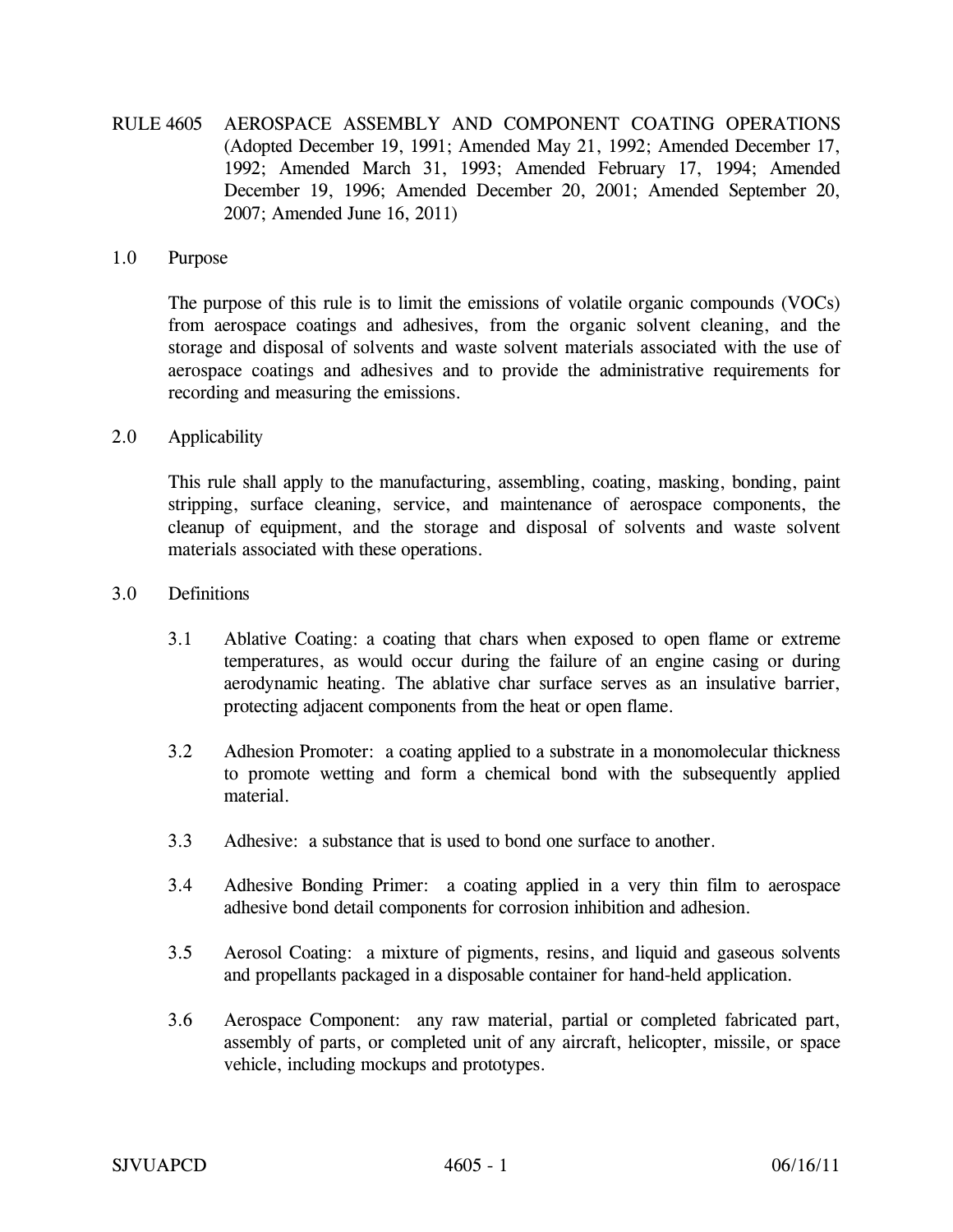# RULE 4605 AEROSPACE ASSEMBLY AND COMPONENT COATING OPERATIONS

(Adopted December 19, 1991; Amended May 21, 1992; Amended December 17, 1992; Amended March 31, 1993; Amended February 17, 1994; Amended December 19, 1996; Amended December 20, 2001; Amended September 20, 2007; Amended June 16, 2011)

## 1.0 Purpose

The purpose of this rule is to limit the emissions of volatile organic compounds (VOCs) from aerospace coatings and adhesives, from the organic solvent cleaning, and the storage and disposal of solvents and waste solvent materials associated with the use of aerospace coatings and adhesives and to provide the administrative requirements for recording and measuring the emissions.

## 2.0 Applicability

This rule shall apply to the manufacturing, assembling, coating, masking, bonding, paint stripping, surface cleaning, service, and maintenance of aerospace components, the cleanup of equipment, and the storage and disposal of solvents and waste solvent materials associated with these operations.

## 3.0 Definitions

3.1 Ablative Coating: a coating that chars when exposed to open flame or extreme temperatures, as would occur during the failure of an engine casing or during aerodynamic heating. The ablative char surface serves as an insulative barrier, protecting adjacent components from the heat or open flame.

3.2 Adhesion Promoter: a coating applied to a substrate in a monomolecular thickness to promote wetting and form a chemical bond with the subsequently applied material.

3.3 Adhesive: a substance that is used to bond one surface to another.

3.4 Adhesive Bonding Primer: a coating applied in a very thin film to aerospace adhesive bond detail components for corrosion inhibition and adhesion.

3.5 Aerosol Coating: a mixture of pigments, resins, and liquid and gaseous solvents and propellants packaged in a disposable container for hand-held application.

3.6 Aerospace Component: any raw material, partial or completed fabricated part, assembly of parts, or completed unit of any aircraft, helicopter, missile, or space vehicle, including mockups and prototypes.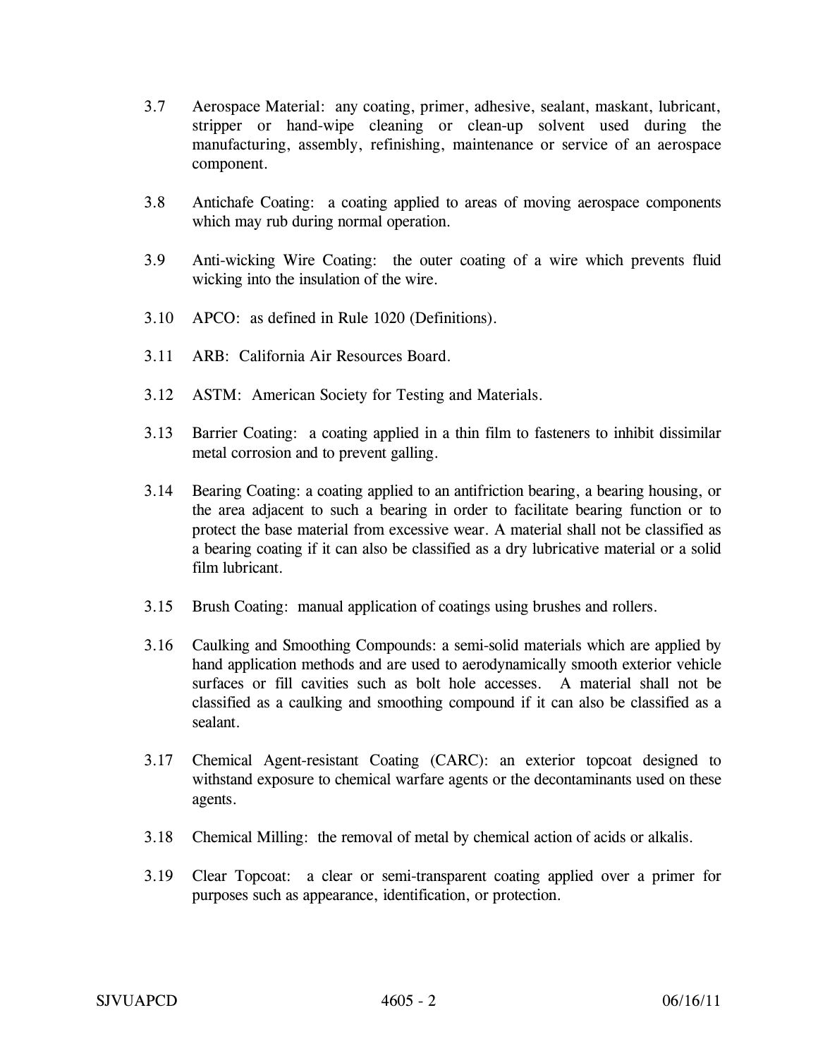3.7 Aerospace Material: any coating, primer, adhesive, sealant, maskant, lubricant, stripper or hand-wipe cleaning or clean-up solvent used during the manufacturing, assembly, refinishing, maintenance or service of an aerospace component.

3.8 Antichafe Coating: a coating applied to areas of moving aerospace components which may rub during normal operation.

3.9 Anti-wicking Wire Coating: the outer coating of a wire which prevents fluid wicking into the insulation of the wire.

3.10 APCO: as defined in Rule 1020 (Definitions).

3.11 ARB: California Air Resources Board.

3.12 ASTM: American Society for Testing and Materials.

3.13 Barrier Coating: a coating applied in a thin film to fasteners to inhibit dissimilar metal corrosion and to prevent galling.

3.14 Bearing Coating: a coating applied to an antifriction bearing, a bearing housing, or the area adjacent to such a bearing in order to facilitate bearing function or to protect the base material from excessive wear. A material shall not be classified as a bearing coating if it can also be classified as a dry lubricative material or a solid film lubricant.

3.15 Brush Coating: manual application of coatings using brushes and rollers.

3.16 Caulking and Smoothing Compounds: a semi-solid materials which are applied by hand application methods and are used to aerodynamically smooth exterior vehicle surfaces or fill cavities such as bolt hole accesses. A material shall not be classified as a caulking and smoothing compound if it can also be classified as a sealant.

3.17 Chemical Agent-resistant Coating (CARC): an exterior topcoat designed to withstand exposure to chemical warfare agents or the decontaminants used on these agents.

3.18 Chemical Milling: the removal of metal by chemical action of acids or alkalis.

3.19 Clear Topcoat: a clear or semi-transparent coating applied over a primer for purposes such as appearance, identification, or protection.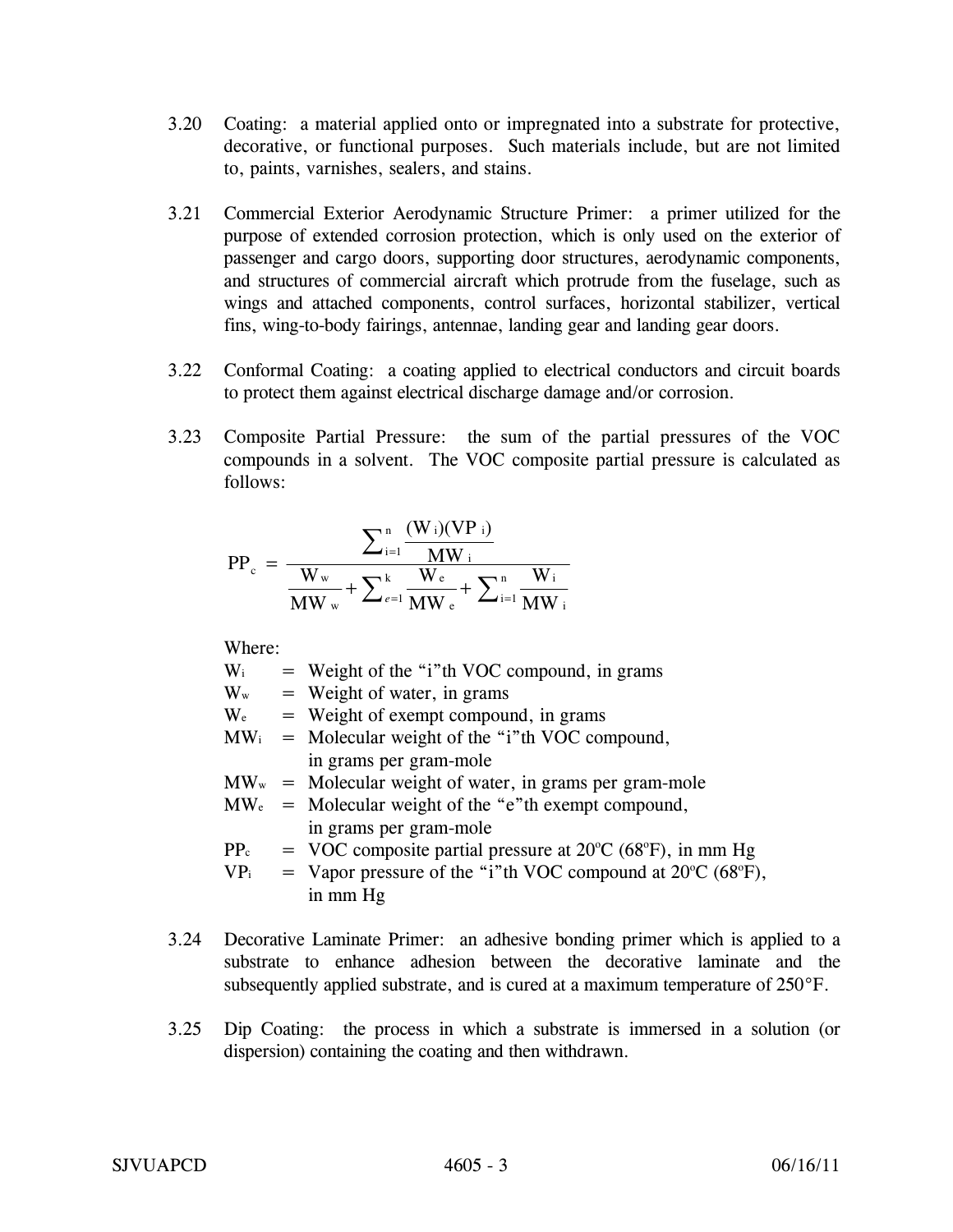3.20 Coating: a material applied onto or impregnated into a substrate for protective, decorative, or functional purposes. Such materials include, but are not limited to, paints, varnishes, sealers, and stains.

3.21 Commercial Exterior Aerodynamic Structure Primer: a primer utilized for the purpose of extended corrosion protection, which is only used on the exterior of passenger and cargo doors, supporting door structures, aerodynamic components, and structures of commercial aircraft which protrude from the fuselage, such as wings and attached components, control surfaces, horizontal stabilizer, vertical fins, wing-to-body fairings, antennae, landing gear and landing gear doors.

3.22 Conformal Coating: a coating applied to electrical conductors and circuit boards to protect them against electrical discharge damage and/or corrosion.

3.23 Composite Partial Pressure: the sum of the partial pressures of the VOC compounds in a solvent. The VOC composite partial pressure is calculated as follows:

$$PP_c = \frac{\sum_{i=1}^{n} \frac{(W_i)(VP_i)}{MW_i}}{\frac{W_w}{MW_w} + \sum_{e=1}^{k} \frac{W_e}{MW_e} + \sum_{i=1}^{n} \frac{W_i}{MW_i}}$$

Where:

- $W_i$ = Weight of the "i"th VOC compound, in grams
- $W_w$ = Weight of water, in grams
- $W_e$ = Weight of exempt compound, in grams
- $MW_i$ = Molecular weight of the "i"th VOC compound, in grams per gram-mole
- $MW_w$ = Molecular weight of water, in grams per gram-mole
- $MW_e$ = Molecular weight of the "e"th exempt compound, in grams per gram-mole
- $PP_c$ = VOC composite partial pressure at 20°C (68°F), in mm Hg
- $VP_i$ = Vapor pressure of the "i"th VOC compound at 20°C (68°F), in mm Hg

3.24 Decorative Laminate Primer: an adhesive bonding primer which is applied to a substrate to enhance adhesion between the decorative laminate and the subsequently applied substrate, and is cured at a maximum temperature of 250°F.

3.25 Dip Coating: the process in which a substrate is immersed in a solution (or dispersion) containing the coating and then withdrawn.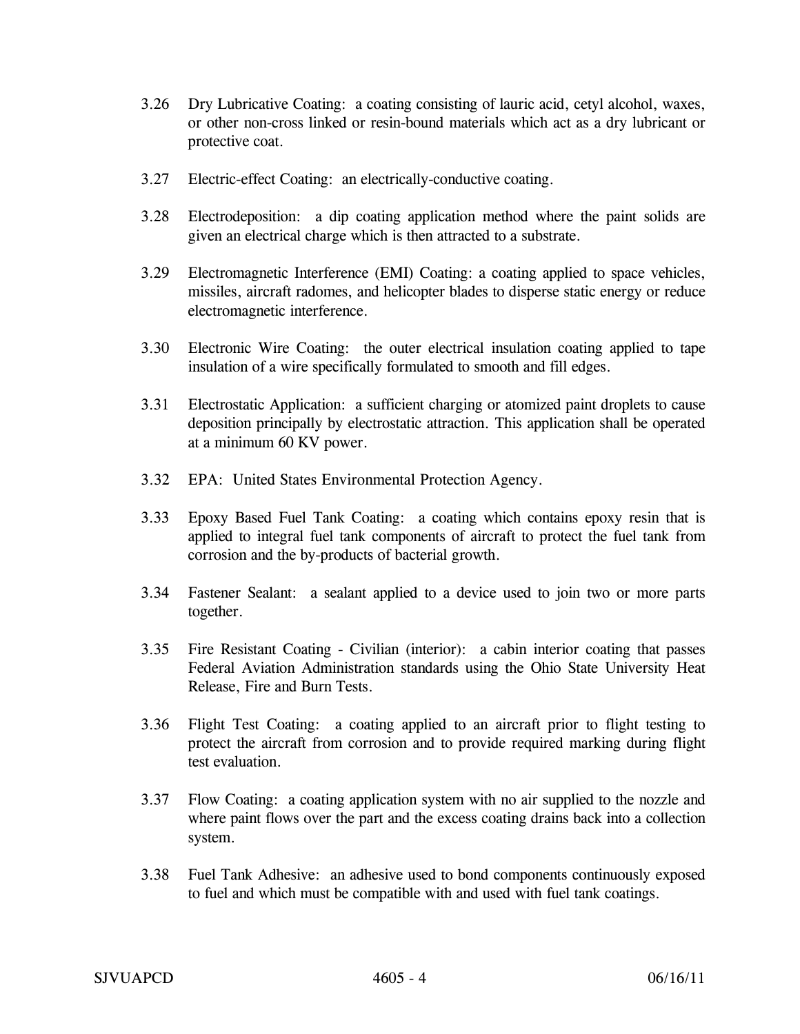3.26 Dry Lubricative Coating: a coating consisting of lauric acid, cetyl alcohol, waxes, or other non-cross linked or resin-bound materials which act as a dry lubricant or protective coat.

3.27 Electric-effect Coating: an electrically-conductive coating.

3.28 Electrodeposition: a dip coating application method where the paint solids are given an electrical charge which is then attracted to a substrate.

3.29 Electromagnetic Interference (EMI) Coating: a coating applied to space vehicles, missiles, aircraft radomes, and helicopter blades to disperse static energy or reduce electromagnetic interference.

3.30 Electronic Wire Coating: the outer electrical insulation coating applied to tape insulation of a wire specifically formulated to smooth and fill edges.

3.31 Electrostatic Application: a sufficient charging or atomized paint droplets to cause deposition principally by electrostatic attraction. This application shall be operated at a minimum 60 KV power.

3.32 EPA: United States Environmental Protection Agency.

3.33 Epoxy Based Fuel Tank Coating: a coating which contains epoxy resin that is applied to integral fuel tank components of aircraft to protect the fuel tank from corrosion and the by-products of bacterial growth.

3.34 Fastener Sealant: a sealant applied to a device used to join two or more parts together.

3.35 Fire Resistant Coating - Civilian (interior): a cabin interior coating that passes Federal Aviation Administration standards using the Ohio State University Heat Release, Fire and Burn Tests.

3.36 Flight Test Coating: a coating applied to an aircraft prior to flight testing to protect the aircraft from corrosion and to provide required marking during flight test evaluation.

3.37 Flow Coating: a coating application system with no air supplied to the nozzle and where paint flows over the part and the excess coating drains back into a collection system.

3.38 Fuel Tank Adhesive: an adhesive used to bond components continuously exposed to fuel and which must be compatible with and used with fuel tank coatings.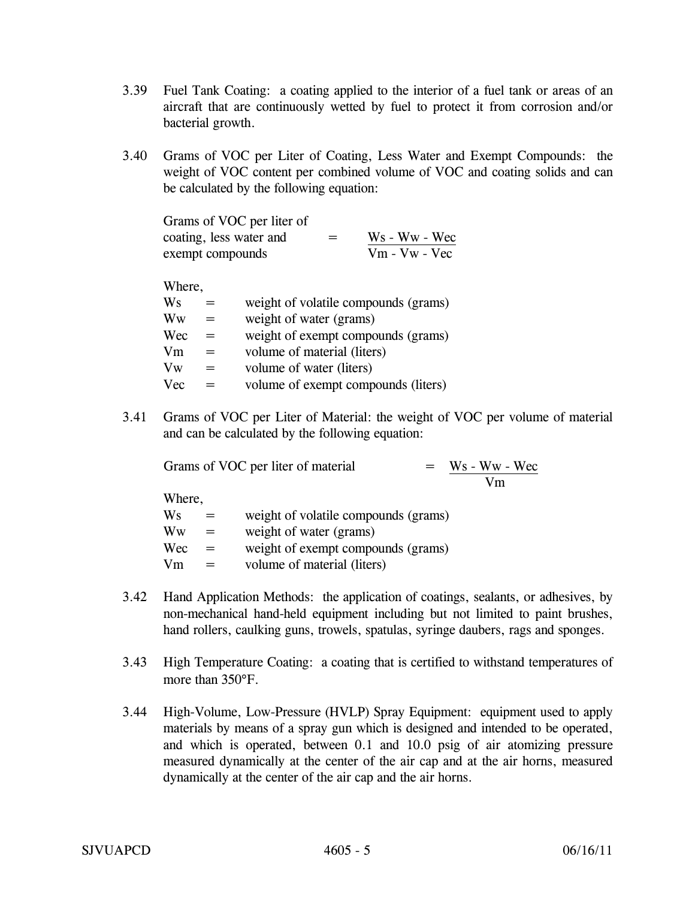3.39 Fuel Tank Coating: a coating applied to the interior of a fuel tank or areas of an aircraft that are continuously wetted by fuel to protect it from corrosion and/or bacterial growth.

3.40 Grams of VOC per Liter of Coating, Less Water and Exempt Compounds: the weight of VOC content per combined volume of VOC and coating solids and can be calculated by the following equation:

$$\text{Grams of VOC per liter of coating, less water and exempt compounds} = \frac{Ws - Ww - Wec}{Vm - Vw - Vec}$$

Where,

| | | |
|---|---|---|
| Ws | = | weight of volatile compounds (grams) |
| Ww | = | weight of water (grams) |
| Wec | = | weight of exempt compounds (grams) |
| Vm | = | volume of material (liters) |
| Vw | = | volume of water (liters) |
| Vec | = | volume of exempt compounds (liters) |

3.41 Grams of VOC per Liter of Material: the weight of VOC per volume of material and can be calculated by the following equation:

$$\text{Grams of VOC per liter of material} = \frac{Ws - Ww - Wec}{Vm}$$

Where,

| | | |
|---|---|---|
| Ws | = | weight of volatile compounds (grams) |
| Ww | = | weight of water (grams) |
| Wec | = | weight of exempt compounds (grams) |
| Vm | = | volume of material (liters) |

3.42 Hand Application Methods: the application of coatings, sealants, or adhesives, by non-mechanical hand-held equipment including but not limited to paint brushes, hand rollers, caulking guns, trowels, spatulas, syringe daubers, rags and sponges.

3.43 High Temperature Coating: a coating that is certified to withstand temperatures of more than 350°F.

3.44 High-Volume, Low-Pressure (HVLP) Spray Equipment: equipment used to apply materials by means of a spray gun which is designed and intended to be operated, and which is operated, between 0.1 and 10.0 psig of air atomizing pressure measured dynamically at the center of the air cap and at the air horns, measured dynamically at the center of the air cap and the air horns.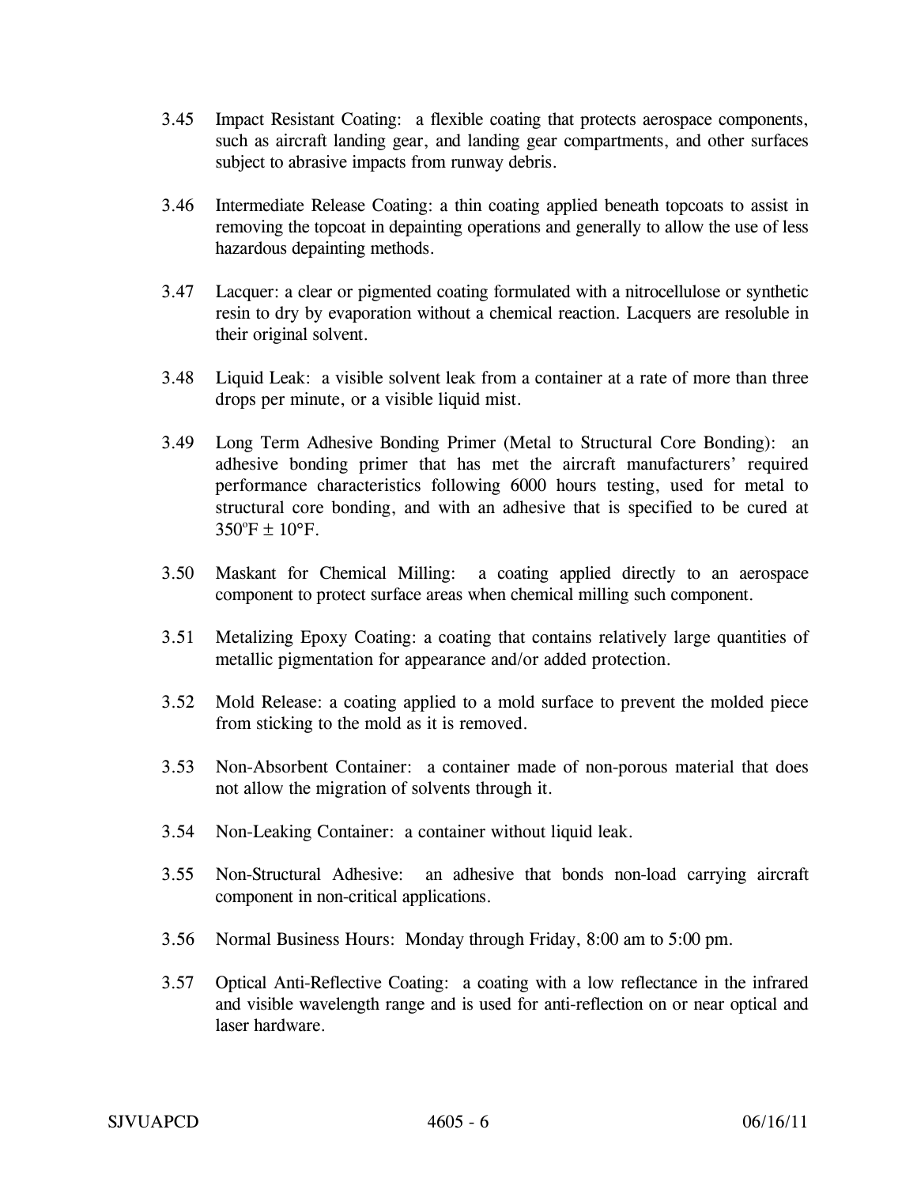3.45 Impact Resistant Coating: a flexible coating that protects aerospace components, such as aircraft landing gear, and landing gear compartments, and other surfaces subject to abrasive impacts from runway debris.

3.46 Intermediate Release Coating: a thin coating applied beneath topcoats to assist in removing the topcoat in depainting operations and generally to allow the use of less hazardous depainting methods.

3.47 Lacquer: a clear or pigmented coating formulated with a nitrocellulose or synthetic resin to dry by evaporation without a chemical reaction. Lacquers are resoluble in their original solvent.

3.48 Liquid Leak: a visible solvent leak from a container at a rate of more than three drops per minute, or a visible liquid mist.

3.49 Long Term Adhesive Bonding Primer (Metal to Structural Core Bonding): an adhesive bonding primer that has met the aircraft manufacturers' required performance characteristics following 6000 hours testing, used for metal to structural core bonding, and with an adhesive that is specified to be cured at 350°F ± 10°F.

3.50 Maskant for Chemical Milling: a coating applied directly to an aerospace component to protect surface areas when chemical milling such component.

3.51 Metalizing Epoxy Coating: a coating that contains relatively large quantities of metallic pigmentation for appearance and/or added protection.

3.52 Mold Release: a coating applied to a mold surface to prevent the molded piece from sticking to the mold as it is removed.

3.53 Non-Absorbent Container: a container made of non-porous material that does not allow the migration of solvents through it.

3.54 Non-Leaking Container: a container without liquid leak.

3.55 Non-Structural Adhesive: an adhesive that bonds non-load carrying aircraft component in non-critical applications.

3.56 Normal Business Hours: Monday through Friday, 8:00 am to 5:00 pm.

3.57 Optical Anti-Reflective Coating: a coating with a low reflectance in the infrared and visible wavelength range and is used for anti-reflection on or near optical and laser hardware.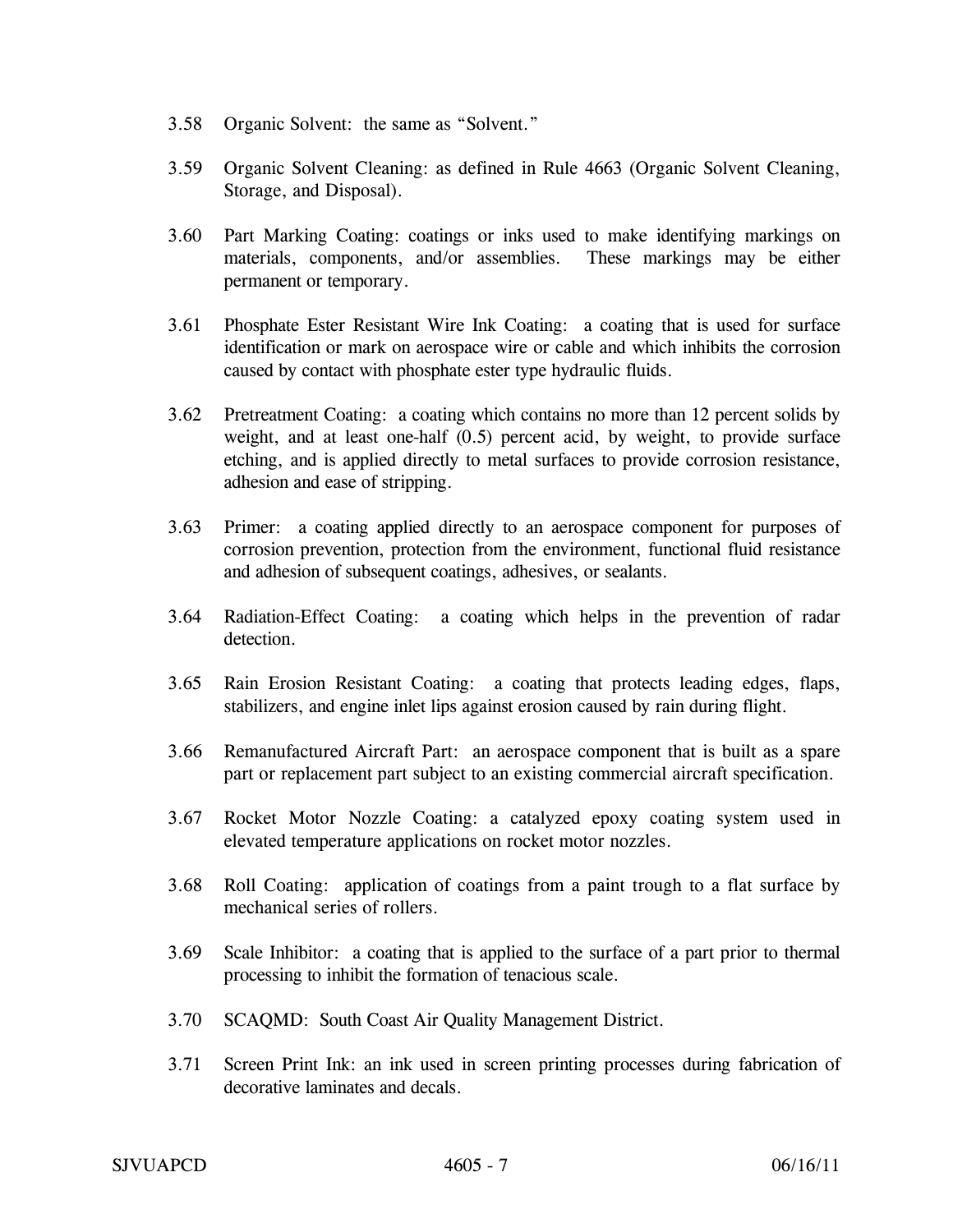3.58 Organic Solvent: the same as "Solvent."

3.59 Organic Solvent Cleaning: as defined in Rule 4663 (Organic Solvent Cleaning, Storage, and Disposal).

3.60 Part Marking Coating: coatings or inks used to make identifying markings on materials, components, and/or assemblies. These markings may be either permanent or temporary.

3.61 Phosphate Ester Resistant Wire Ink Coating: a coating that is used for surface identification or mark on aerospace wire or cable and which inhibits the corrosion caused by contact with phosphate ester type hydraulic fluids.

3.62 Pretreatment Coating: a coating which contains no more than 12 percent solids by weight, and at least one-half (0.5) percent acid, by weight, to provide surface etching, and is applied directly to metal surfaces to provide corrosion resistance, adhesion and ease of stripping.

3.63 Primer: a coating applied directly to an aerospace component for purposes of corrosion prevention, protection from the environment, functional fluid resistance and adhesion of subsequent coatings, adhesives, or sealants.

3.64 Radiation-Effect Coating: a coating which helps in the prevention of radar detection.

3.65 Rain Erosion Resistant Coating: a coating that protects leading edges, flaps, stabilizers, and engine inlet lips against erosion caused by rain during flight.

3.66 Remanufactured Aircraft Part: an aerospace component that is built as a spare part or replacement part subject to an existing commercial aircraft specification.

3.67 Rocket Motor Nozzle Coating: a catalyzed epoxy coating system used in elevated temperature applications on rocket motor nozzles.

3.68 Roll Coating: application of coatings from a paint trough to a flat surface by mechanical series of rollers.

3.69 Scale Inhibitor: a coating that is applied to the surface of a part prior to thermal processing to inhibit the formation of tenacious scale.

3.70 SCAQMD: South Coast Air Quality Management District.

3.71 Screen Print Ink: an ink used in screen printing processes during fabrication of decorative laminates and decals.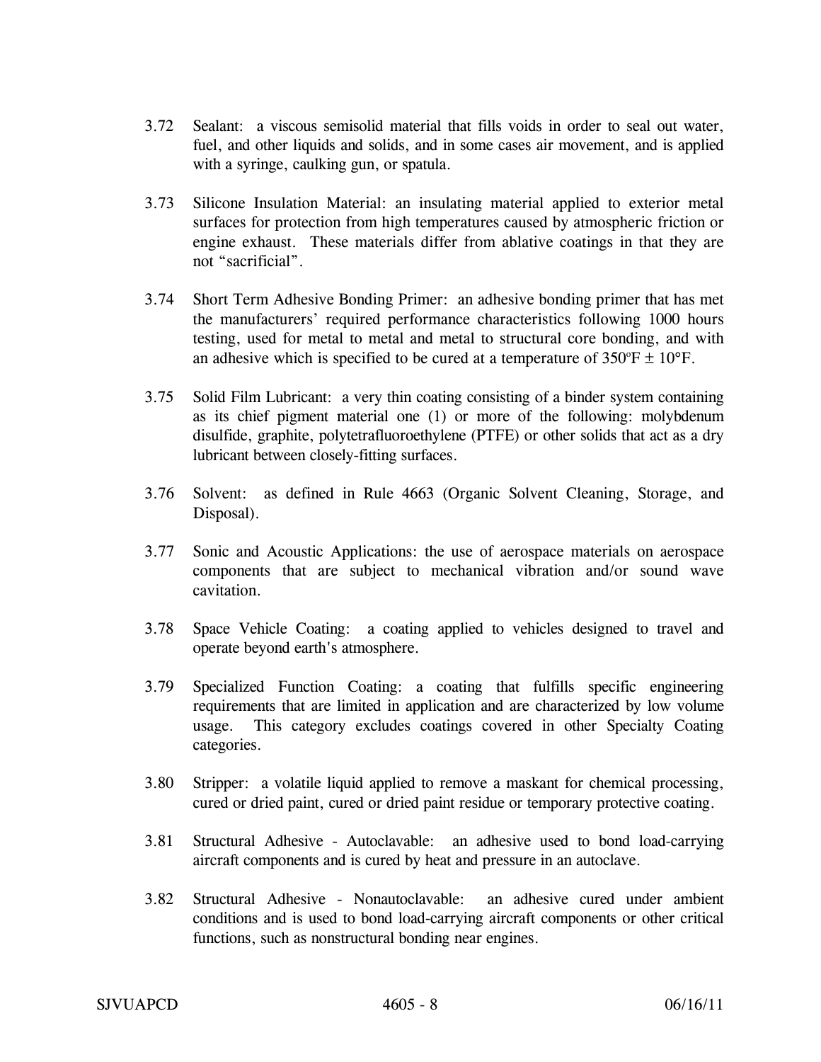3.72 Sealant: a viscous semisolid material that fills voids in order to seal out water, fuel, and other liquids and solids, and in some cases air movement, and is applied with a syringe, caulking gun, or spatula.

3.73 Silicone Insulation Material: an insulating material applied to exterior metal surfaces for protection from high temperatures caused by atmospheric friction or engine exhaust. These materials differ from ablative coatings in that they are not "sacrificial".

3.74 Short Term Adhesive Bonding Primer: an adhesive bonding primer that has met the manufacturers' required performance characteristics following 1000 hours testing, used for metal to metal and metal to structural core bonding, and with an adhesive which is specified to be cured at a temperature of 350ºF ± 10°F.

3.75 Solid Film Lubricant: a very thin coating consisting of a binder system containing as its chief pigment material one (1) or more of the following: molybdenum disulfide, graphite, polytetrafluoroethylene (PTFE) or other solids that act as a dry lubricant between closely-fitting surfaces.

3.76 Solvent: as defined in Rule 4663 (Organic Solvent Cleaning, Storage, and Disposal).

3.77 Sonic and Acoustic Applications: the use of aerospace materials on aerospace components that are subject to mechanical vibration and/or sound wave cavitation.

3.78 Space Vehicle Coating: a coating applied to vehicles designed to travel and operate beyond earth's atmosphere.

3.79 Specialized Function Coating: a coating that fulfills specific engineering requirements that are limited in application and are characterized by low volume usage. This category excludes coatings covered in other Specialty Coating categories.

3.80 Stripper: a volatile liquid applied to remove a maskant for chemical processing, cured or dried paint, cured or dried paint residue or temporary protective coating.

3.81 Structural Adhesive - Autoclavable: an adhesive used to bond load-carrying aircraft components and is cured by heat and pressure in an autoclave.

3.82 Structural Adhesive - Nonautoclavable: an adhesive cured under ambient conditions and is used to bond load-carrying aircraft components or other critical functions, such as nonstructural bonding near engines.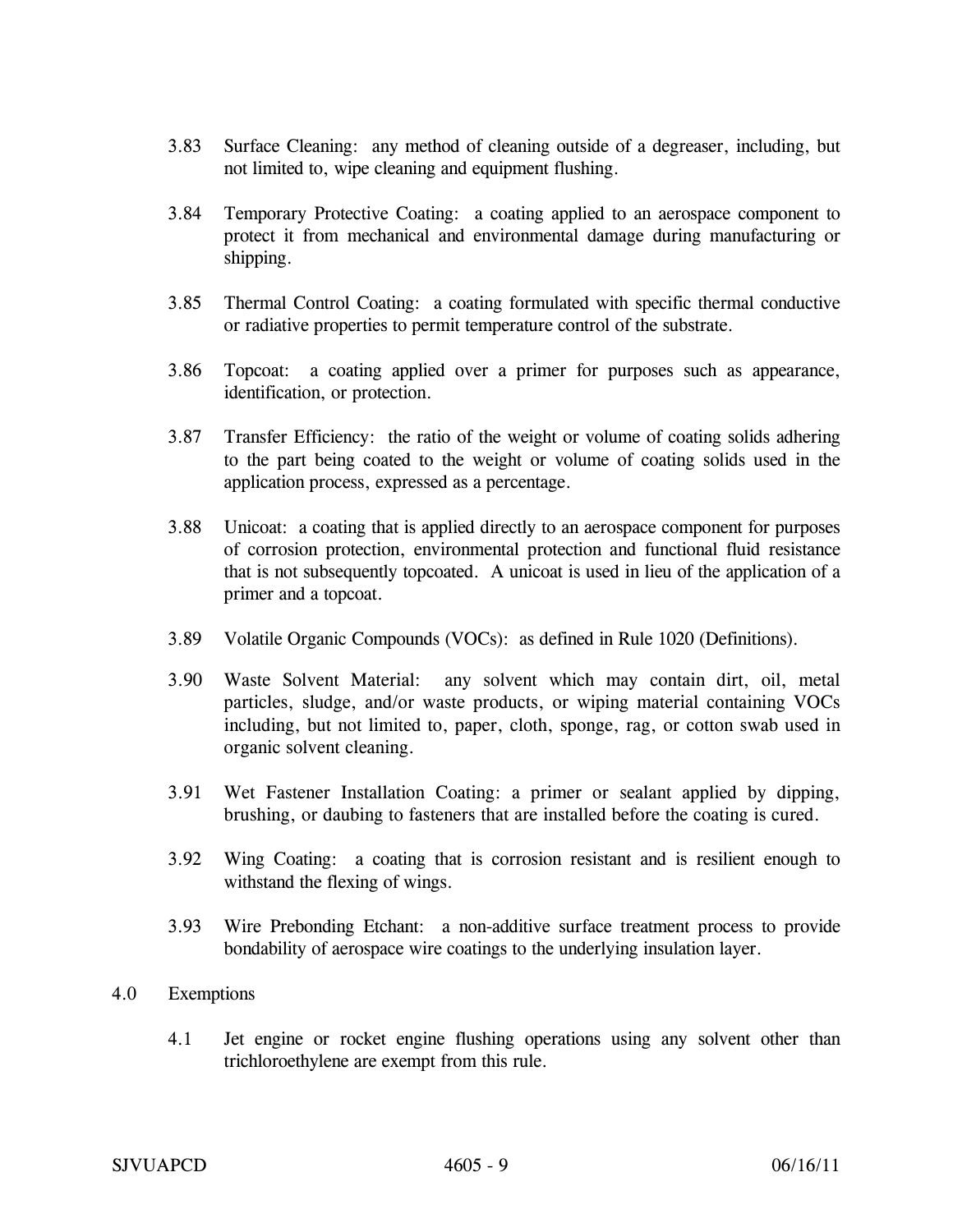3.83 Surface Cleaning: any method of cleaning outside of a degreaser, including, but not limited to, wipe cleaning and equipment flushing.

3.84 Temporary Protective Coating: a coating applied to an aerospace component to protect it from mechanical and environmental damage during manufacturing or shipping.

3.85 Thermal Control Coating: a coating formulated with specific thermal conductive or radiative properties to permit temperature control of the substrate.

3.86 Topcoat: a coating applied over a primer for purposes such as appearance, identification, or protection.

3.87 Transfer Efficiency: the ratio of the weight or volume of coating solids adhering to the part being coated to the weight or volume of coating solids used in the application process, expressed as a percentage.

3.88 Unicoat: a coating that is applied directly to an aerospace component for purposes of corrosion protection, environmental protection and functional fluid resistance that is not subsequently topcoated. A unicoat is used in lieu of the application of a primer and a topcoat.

3.89 Volatile Organic Compounds (VOCs): as defined in Rule 1020 (Definitions).

3.90 Waste Solvent Material: any solvent which may contain dirt, oil, metal particles, sludge, and/or waste products, or wiping material containing VOCs including, but not limited to, paper, cloth, sponge, rag, or cotton swab used in organic solvent cleaning.

3.91 Wet Fastener Installation Coating: a primer or sealant applied by dipping, brushing, or daubing to fasteners that are installed before the coating is cured.

3.92 Wing Coating: a coating that is corrosion resistant and is resilient enough to withstand the flexing of wings.

3.93 Wire Prebonding Etchant: a non-additive surface treatment process to provide bondability of aerospace wire coatings to the underlying insulation layer.

## 4.0 Exemptions

4.1 Jet engine or rocket engine flushing operations using any solvent other than trichloroethylene are exempt from this rule.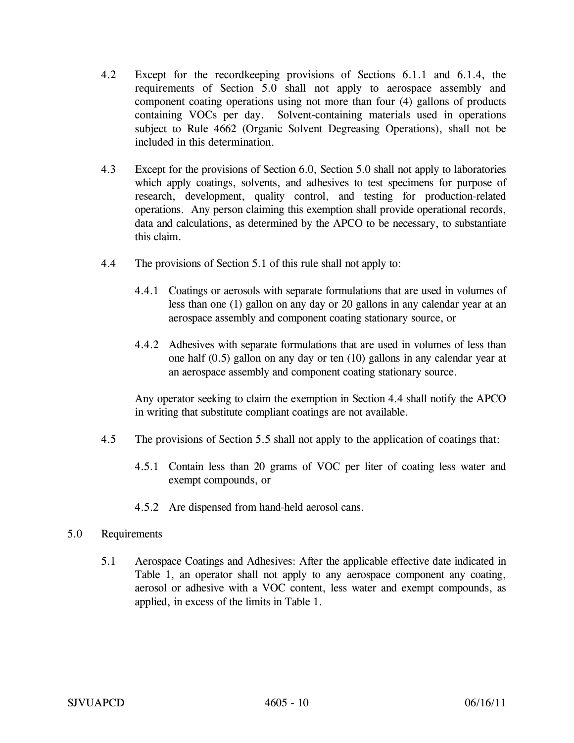4.2 Except for the recordkeeping provisions of Sections 6.1.1 and 6.1.4, the requirements of Section 5.0 shall not apply to aerospace assembly and component coating operations using not more than four (4) gallons of products containing VOCs per day. Solvent-containing materials used in operations subject to Rule 4662 (Organic Solvent Degreasing Operations), shall not be included in this determination.

4.3 Except for the provisions of Section 6.0, Section 5.0 shall not apply to laboratories which apply coatings, solvents, and adhesives to test specimens for purpose of research, development, quality control, and testing for production-related operations. Any person claiming this exemption shall provide operational records, data and calculations, as determined by the APCO to be necessary, to substantiate this claim.

4.4 The provisions of Section 5.1 of this rule shall not apply to:

4.4.1 Coatings or aerosols with separate formulations that are used in volumes of less than one (1) gallon on any day or 20 gallons in any calendar year at an aerospace assembly and component coating stationary source, or

4.4.2 Adhesives with separate formulations that are used in volumes of less than one half (0.5) gallon on any day or ten (10) gallons in any calendar year at an aerospace assembly and component coating stationary source.

Any operator seeking to claim the exemption in Section 4.4 shall notify the APCO in writing that substitute compliant coatings are not available.

4.5 The provisions of Section 5.5 shall not apply to the application of coatings that:

4.5.1 Contain less than 20 grams of VOC per liter of coating less water and exempt compounds, or

4.5.2 Are dispensed from hand-held aerosol cans.

## 5.0 Requirements

5.1 Aerospace Coatings and Adhesives: After the applicable effective date indicated in Table 1, an operator shall not apply to any aerospace component any coating, aerosol or adhesive with a VOC content, less water and exempt compounds, as applied, in excess of the limits in Table 1.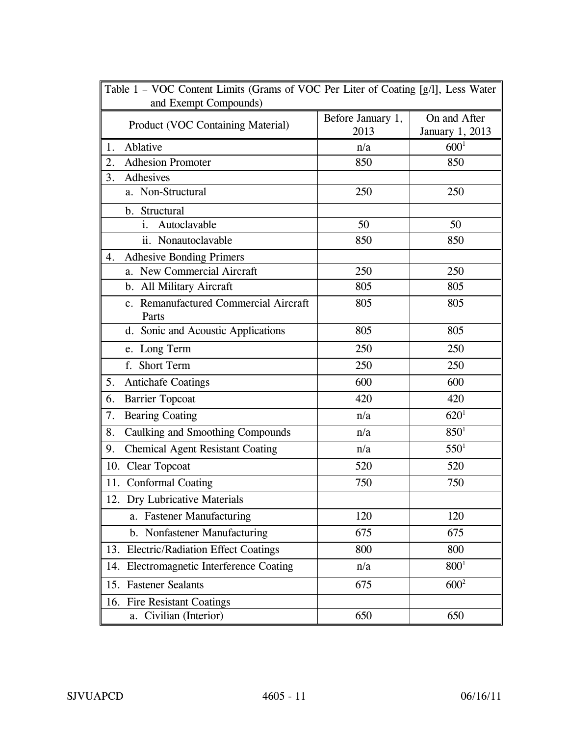| Table 1 – VOC Content Limits (Grams of VOC Per Liter of Coating [g/l], Less Water and Exempt Compounds) | | |
|---|---|---|
| Product (VOC Containing Material) | Before January 1, 2013 | On and After January 1, 2013 |
| 1. Ablative | n/a | 600[1] |
| 2. Adhesion Promoter | 850 | 850 |
| 3. Adhesives | | |
| a. Non-Structural | 250 | 250 |
| b. Structural | | |
| i. Autoclavable | 50 | 50 |
| ii. Nonautoclavable | 850 | 850 |
| 4. Adhesive Bonding Primers | | |
| a. New Commercial Aircraft | 250 | 250 |
| b. All Military Aircraft | 805 | 805 |
| c. Remanufactured Commercial Aircraft Parts | 805 | 805 |
| d. Sonic and Acoustic Applications | 805 | 805 |
| e. Long Term | 250 | 250 |
| f. Short Term | 250 | 250 |
| 5. Antichafe Coatings | 600 | 600 |
| 6. Barrier Topcoat | 420 | 420 |
| 7. Bearing Coating | n/a | 620[1] |
| 8. Caulking and Smoothing Compounds | n/a | 850[1] |
| 9. Chemical Agent Resistant Coating | n/a | 550[1] |
| 10. Clear Topcoat | 520 | 520 |
| 11. Conformal Coating | 750 | 750 |
| 12. Dry Lubricative Materials | | |
| a. Fastener Manufacturing | 120 | 120 |
| b. Nonfastener Manufacturing | 675 | 675 |
| 13. Electric/Radiation Effect Coatings | 800 | 800 |
| 14. Electromagnetic Interference Coating | n/a | 800[1] |
| 15. Fastener Sealants | 675 | 600[2] |
| 16. Fire Resistant Coatings | | |
| a. Civilian (Interior) | 650 | 650 |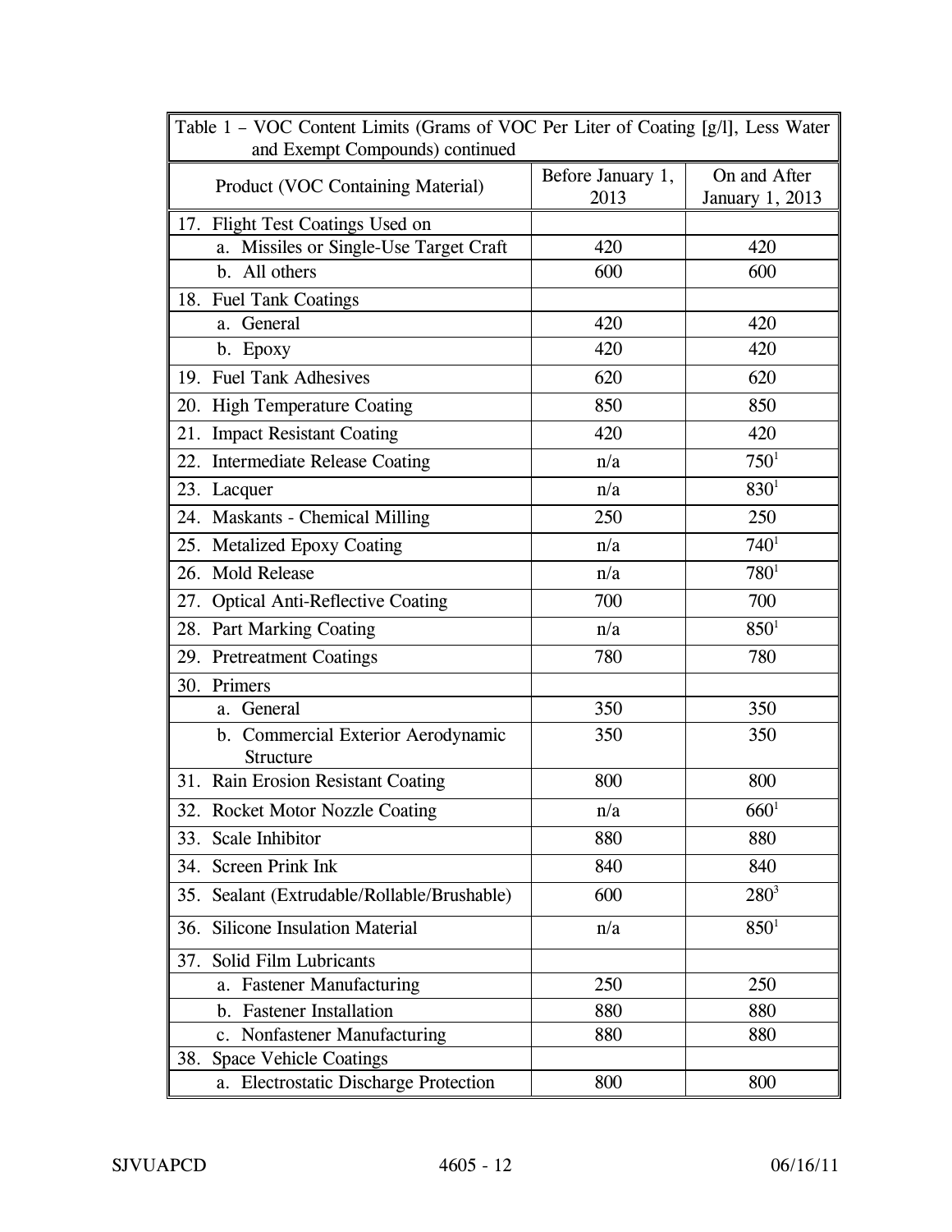| Table 1 – VOC Content Limits (Grams of VOC Per Liter of Coating [g/l], Less Water and Exempt Compounds) continued | | |
|---|---|---|
| Product (VOC Containing Material) | Before January 1, 2013 | On and After January 1, 2013 |
| 17. Flight Test Coatings Used on | | |
| a. Missiles or Single-Use Target Craft | 420 | 420 |
| b. All others | 600 | 600 |
| 18. Fuel Tank Coatings | | |
| a. General | 420 | 420 |
| b. Epoxy | 420 | 420 |
| 19. Fuel Tank Adhesives | 620 | 620 |
| 20. High Temperature Coating | 850 | 850 |
| 21. Impact Resistant Coating | 420 | 420 |
| 22. Intermediate Release Coating | n/a | 750[1] |
| 23. Lacquer | n/a | 830[1] |
| 24. Maskants - Chemical Milling | 250 | 250 |
| 25. Metalized Epoxy Coating | n/a | 740[1] |
| 26. Mold Release | n/a | 780[1] |
| 27. Optical Anti-Reflective Coating | 700 | 700 |
| 28. Part Marking Coating | n/a | 850[1] |
| 29. Pretreatment Coatings | 780 | 780 |
| 30. Primers | | |
| a. General | 350 | 350 |
| b. Commercial Exterior Aerodynamic Structure | 350 | 350 |
| 31. Rain Erosion Resistant Coating | 800 | 800 |
| 32. Rocket Motor Nozzle Coating | n/a | 660[1] |
| 33. Scale Inhibitor | 880 | 880 |
| 34. Screen Prink Ink | 840 | 840 |
| 35. Sealant (Extrudable/Rollable/Brushable) | 600 | 280[3] |
| 36. Silicone Insulation Material | n/a | 850[1] |
| 37. Solid Film Lubricants | | |
| a. Fastener Manufacturing | 250 | 250 |
| b. Fastener Installation | 880 | 880 |
| c. Nonfastener Manufacturing | 880 | 880 |
| 38. Space Vehicle Coatings | | |
| a. Electrostatic Discharge Protection | 800 | 800 |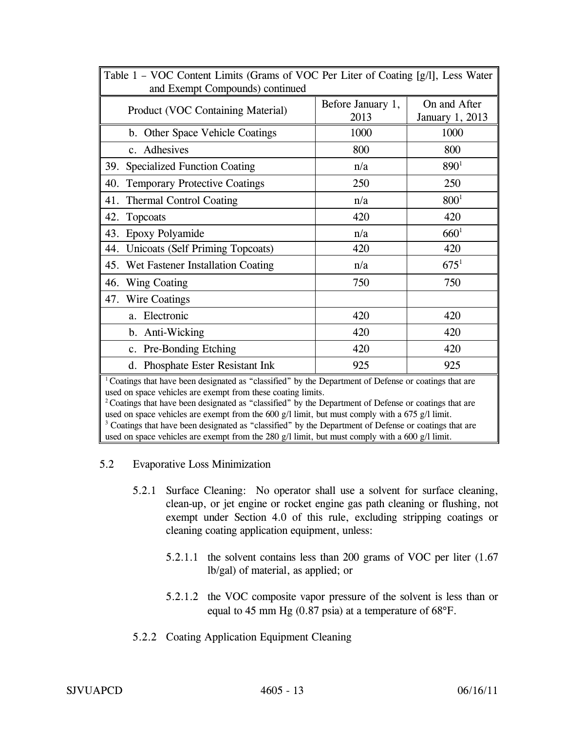| Table 1 – VOC Content Limits (Grams of VOC Per Liter of Coating [g/l], Less Water and Exempt Compounds) continued | | |
|---|---|---|
| Product (VOC Containing Material) | Before January 1, 2013 | On and After January 1, 2013 |
| b. Other Space Vehicle Coatings | 1000 | 1000 |
| c. Adhesives | 800 | 800 |
| 39. Specialized Function Coating | n/a | 890[1] |
| 40. Temporary Protective Coatings | 250 | 250 |
| 41. Thermal Control Coating | n/a | 800[1] |
| 42. Topcoats | 420 | 420 |
| 43. Epoxy Polyamide | n/a | 660[1] |
| 44. Unicoats (Self Priming Topcoats) | 420 | 420 |
| 45. Wet Fastener Installation Coating | n/a | 675[1] |
| 46. Wing Coating | 750 | 750 |
| 47. Wire Coatings | | |
| a. Electronic | 420 | 420 |
| b. Anti-Wicking | 420 | 420 |
| c. Pre-Bonding Etching | 420 | 420 |
| d. Phosphate Ester Resistant Ink | 925 | 925 |

[1] Coatings that have been designated as "classified" by the Department of Defense or coatings that are used on space vehicles are exempt from these coating limits.
[2] Coatings that have been designated as "classified" by the Department of Defense or coatings that are used on space vehicles are exempt from the 600 g/l limit, but must comply with a 675 g/l limit.
[3] Coatings that have been designated as "classified" by the Department of Defense or coatings that are used on space vehicles are exempt from the 280 g/l limit, but must comply with a 600 g/l limit.

5.2 Evaporative Loss Minimization

5.2.1 Surface Cleaning: No operator shall use a solvent for surface cleaning, clean-up, or jet engine or rocket engine gas path cleaning or flushing, not exempt under Section 4.0 of this rule, excluding stripping coatings or cleaning coating application equipment, unless:

5.2.1.1 the solvent contains less than 200 grams of VOC per liter (1.67 lb/gal) of material, as applied; or

5.2.1.2 the VOC composite vapor pressure of the solvent is less than or equal to 45 mm Hg (0.87 psia) at a temperature of 68°F.

5.2.2 Coating Application Equipment Cleaning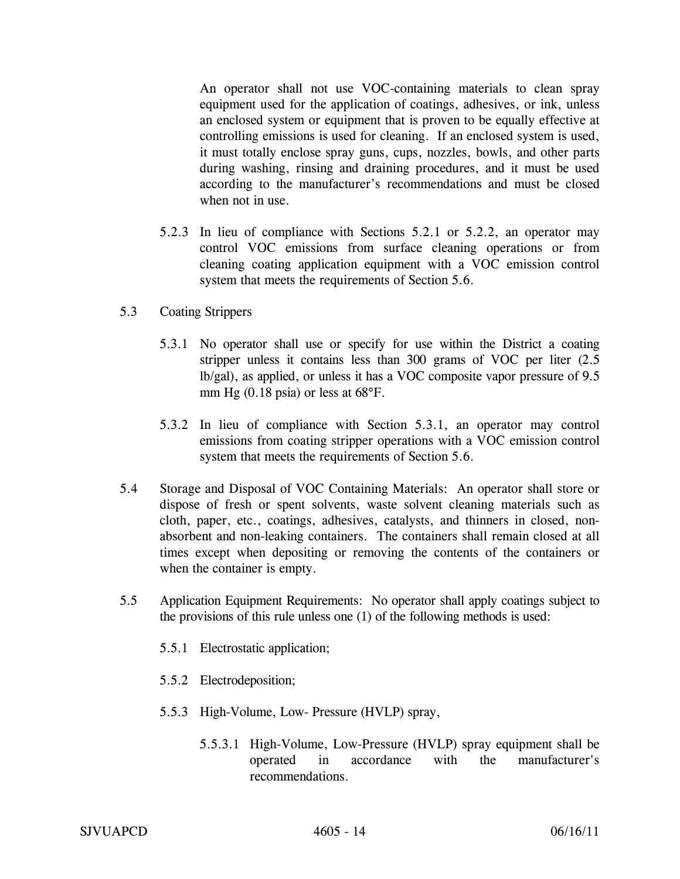An operator shall not use VOC-containing materials to clean spray equipment used for the application of coatings, adhesives, or ink, unless an enclosed system or equipment that is proven to be equally effective at controlling emissions is used for cleaning. If an enclosed system is used, it must totally enclose spray guns, cups, nozzles, bowls, and other parts during washing, rinsing and draining procedures, and it must be used according to the manufacturer's recommendations and must be closed when not in use.

5.2.3 In lieu of compliance with Sections 5.2.1 or 5.2.2, an operator may control VOC emissions from surface cleaning operations or from cleaning coating application equipment with a VOC emission control system that meets the requirements of Section 5.6.

5.3 Coating Strippers

5.3.1 No operator shall use or specify for use within the District a coating stripper unless it contains less than 300 grams of VOC per liter (2.5 lb/gal), as applied, or unless it has a VOC composite vapor pressure of 9.5 mm Hg (0.18 psia) or less at 68°F.

5.3.2 In lieu of compliance with Section 5.3.1, an operator may control emissions from coating stripper operations with a VOC emission control system that meets the requirements of Section 5.6.

5.4 Storage and Disposal of VOC Containing Materials: An operator shall store or dispose of fresh or spent solvents, waste solvent cleaning materials such as cloth, paper, etc., coatings, adhesives, catalysts, and thinners in closed, non-absorbent and non-leaking containers. The containers shall remain closed at all times except when depositing or removing the contents of the containers or when the container is empty.

5.5 Application Equipment Requirements: No operator shall apply coatings subject to the provisions of this rule unless one (1) of the following methods is used:

5.5.1 Electrostatic application;

5.5.2 Electrodeposition;

5.5.3 High-Volume, Low- Pressure (HVLP) spray,

5.5.3.1 High-Volume, Low-Pressure (HVLP) spray equipment shall be operated in accordance with the manufacturer's recommendations.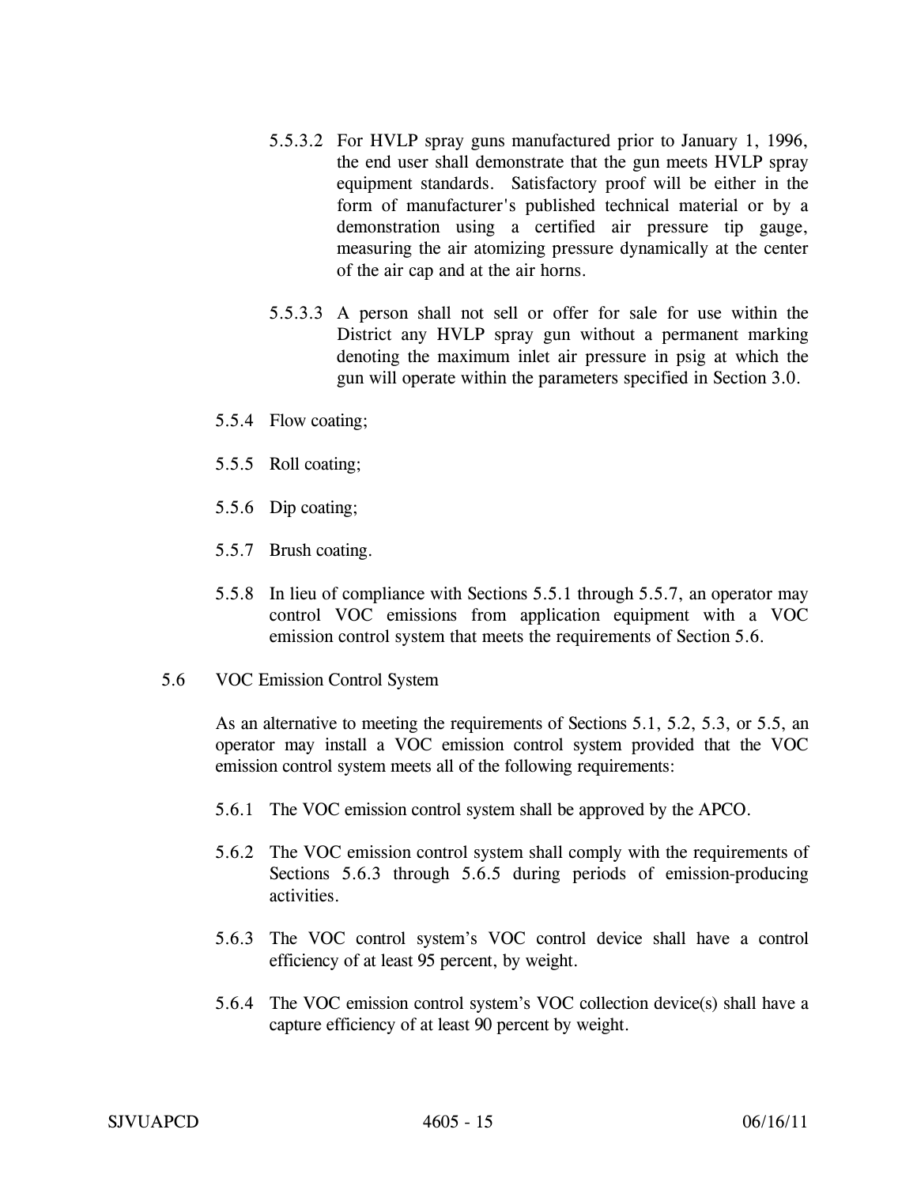5.5.3.2 For HVLP spray guns manufactured prior to January 1, 1996, the end user shall demonstrate that the gun meets HVLP spray equipment standards. Satisfactory proof will be either in the form of manufacturer's published technical material or by a demonstration using a certified air pressure tip gauge, measuring the air atomizing pressure dynamically at the center of the air cap and at the air horns.

5.5.3.3 A person shall not sell or offer for sale for use within the District any HVLP spray gun without a permanent marking denoting the maximum inlet air pressure in psig at which the gun will operate within the parameters specified in Section 3.0.

5.5.4 Flow coating;

5.5.5 Roll coating;

5.5.6 Dip coating;

5.5.7 Brush coating.

5.5.8 In lieu of compliance with Sections 5.5.1 through 5.5.7, an operator may control VOC emissions from application equipment with a VOC emission control system that meets the requirements of Section 5.6.

5.6 VOC Emission Control System

As an alternative to meeting the requirements of Sections 5.1, 5.2, 5.3, or 5.5, an operator may install a VOC emission control system provided that the VOC emission control system meets all of the following requirements:

5.6.1 The VOC emission control system shall be approved by the APCO.

5.6.2 The VOC emission control system shall comply with the requirements of Sections 5.6.3 through 5.6.5 during periods of emission-producing activities.

5.6.3 The VOC control system's VOC control device shall have a control efficiency of at least 95 percent, by weight.

5.6.4 The VOC emission control system's VOC collection device(s) shall have a capture efficiency of at least 90 percent by weight.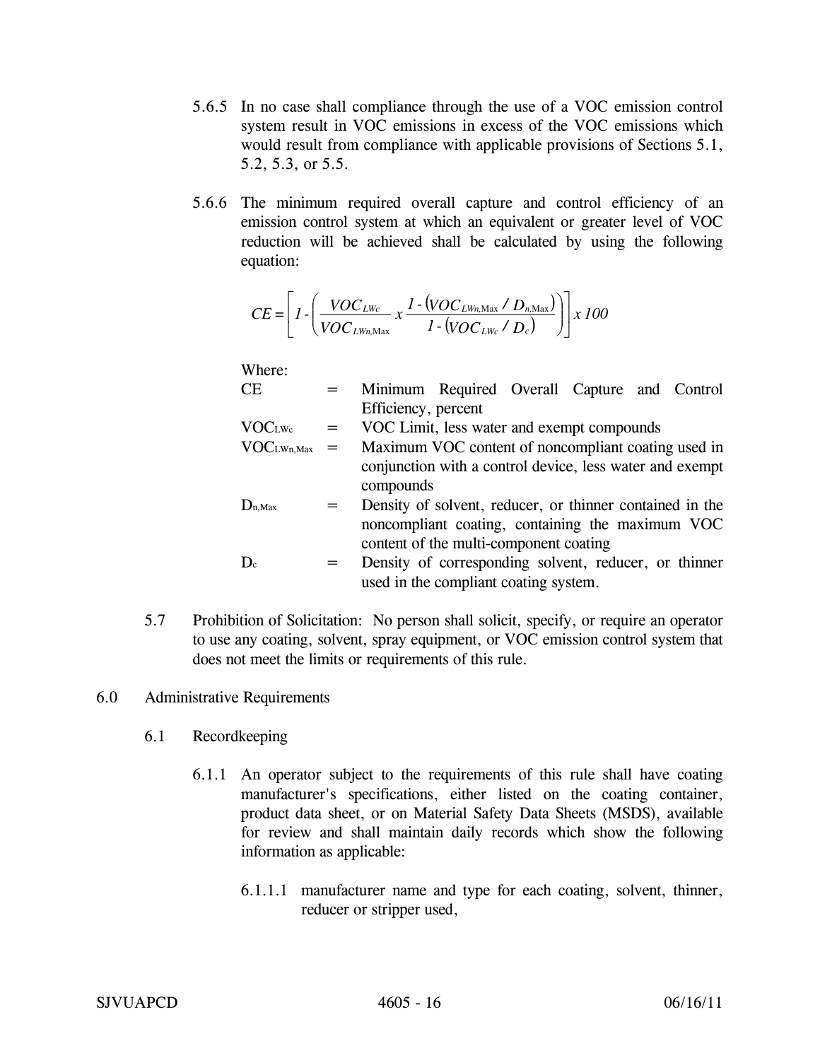5.6.5 In no case shall compliance through the use of a VOC emission control system result in VOC emissions in excess of the VOC emissions which would result from compliance with applicable provisions of Sections 5.1, 5.2, 5.3, or 5.5.

5.6.6 The minimum required overall capture and control efficiency of an emission control system at which an equivalent or greater level of VOC reduction will be achieved shall be calculated by using the following equation:

$$CE = \left[ 1 - \left( \frac{VOC_{LWc}}{VOC_{LWn,\mathrm{Max}}} \times \frac{1 - \left( VOC_{LWn,\mathrm{Max}} / D_{n,\mathrm{Max}} \right)}{1 - \left( VOC_{LWc} / D_c \right)} \right) \right] \times 100$$

Where:

| | | |
|---|---|---|
| CE | = | Minimum Required Overall Capture and Control Efficiency, percent |
| $VOC_{LWc}$ | = | VOC Limit, less water and exempt compounds |
| $VOC_{LWn,Max}$ | = | Maximum VOC content of noncompliant coating used in conjunction with a control device, less water and exempt compounds |
| $D_{n,Max}$ | = | Density of solvent, reducer, or thinner contained in the noncompliant coating, containing the maximum VOC content of the multi-component coating |
| $D_c$ | = | Density of corresponding solvent, reducer, or thinner used in the compliant coating system. |

5.7 Prohibition of Solicitation: No person shall solicit, specify, or require an operator to use any coating, solvent, spray equipment, or VOC emission control system that does not meet the limits or requirements of this rule.

## 6.0 Administrative Requirements

### 6.1 Recordkeeping

6.1.1 An operator subject to the requirements of this rule shall have coating manufacturer's specifications, either listed on the coating container, product data sheet, or on Material Safety Data Sheets (MSDS), available for review and shall maintain daily records which show the following information as applicable:

6.1.1.1 manufacturer name and type for each coating, solvent, thinner, reducer or stripper used,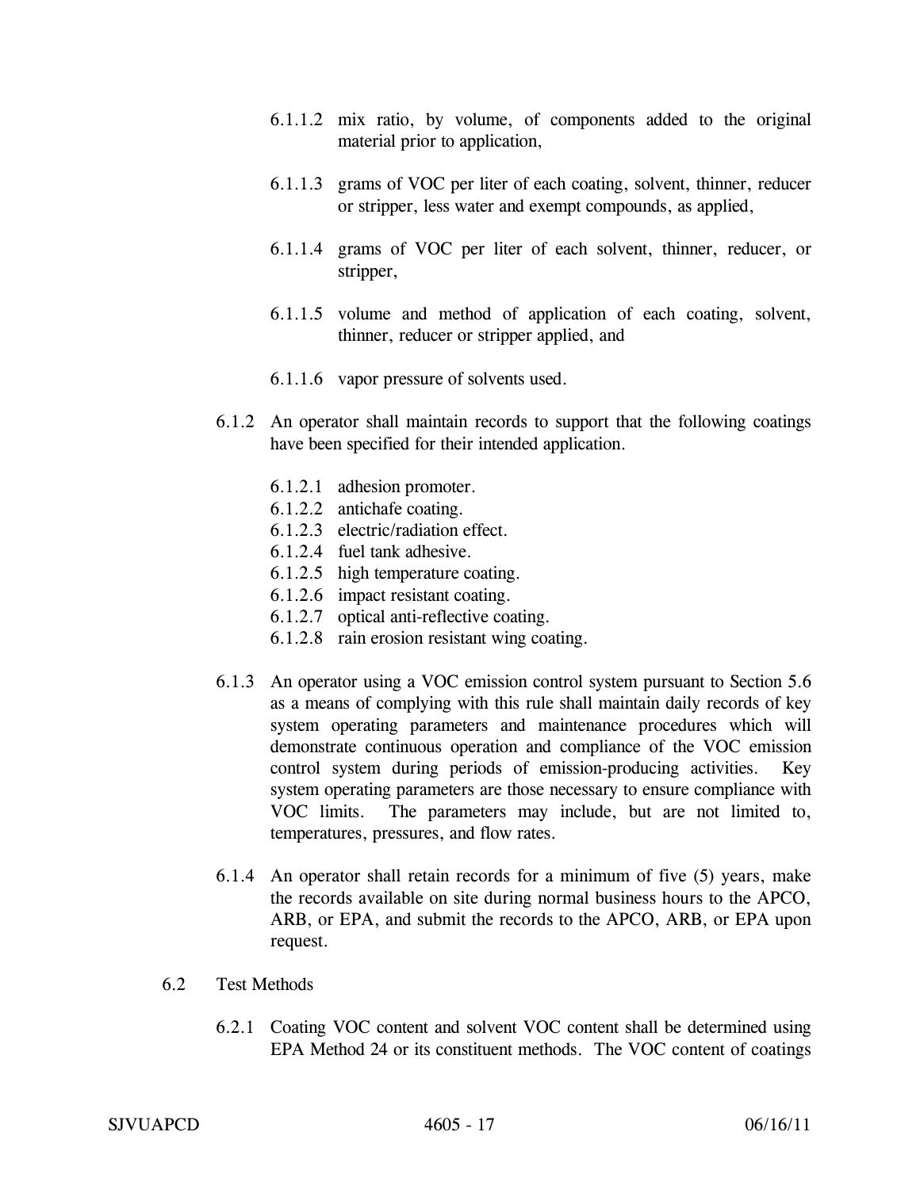6.1.1.2 mix ratio, by volume, of components added to the original material prior to application,

6.1.1.3 grams of VOC per liter of each coating, solvent, thinner, reducer or stripper, less water and exempt compounds, as applied,

6.1.1.4 grams of VOC per liter of each solvent, thinner, reducer, or stripper,

6.1.1.5 volume and method of application of each coating, solvent, thinner, reducer or stripper applied, and

6.1.1.6 vapor pressure of solvents used.

6.1.2 An operator shall maintain records to support that the following coatings have been specified for their intended application.

6.1.2.1 adhesion promoter.
6.1.2.2 antichafe coating.
6.1.2.3 electric/radiation effect.
6.1.2.4 fuel tank adhesive.
6.1.2.5 high temperature coating.
6.1.2.6 impact resistant coating.
6.1.2.7 optical anti-reflective coating.
6.1.2.8 rain erosion resistant wing coating.

6.1.3 An operator using a VOC emission control system pursuant to Section 5.6 as a means of complying with this rule shall maintain daily records of key system operating parameters and maintenance procedures which will demonstrate continuous operation and compliance of the VOC emission control system during periods of emission-producing activities. Key system operating parameters are those necessary to ensure compliance with VOC limits. The parameters may include, but are not limited to, temperatures, pressures, and flow rates.

6.1.4 An operator shall retain records for a minimum of five (5) years, make the records available on site during normal business hours to the APCO, ARB, or EPA, and submit the records to the APCO, ARB, or EPA upon request.

6.2 Test Methods

6.2.1 Coating VOC content and solvent VOC content shall be determined using EPA Method 24 or its constituent methods. The VOC content of coatings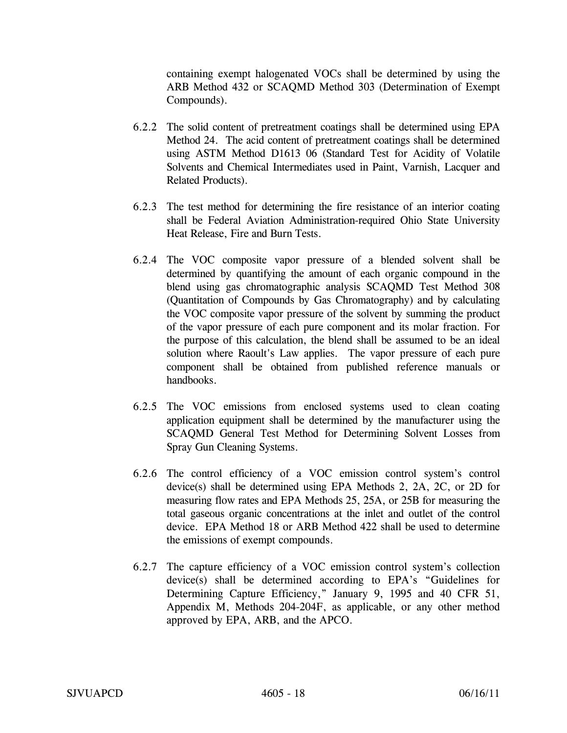containing exempt halogenated VOCs shall be determined by using the ARB Method 432 or SCAQMD Method 303 (Determination of Exempt Compounds).

6.2.2 The solid content of pretreatment coatings shall be determined using EPA Method 24. The acid content of pretreatment coatings shall be determined using ASTM Method D1613 06 (Standard Test for Acidity of Volatile Solvents and Chemical Intermediates used in Paint, Varnish, Lacquer and Related Products).

6.2.3 The test method for determining the fire resistance of an interior coating shall be Federal Aviation Administration-required Ohio State University Heat Release, Fire and Burn Tests.

6.2.4 The VOC composite vapor pressure of a blended solvent shall be determined by quantifying the amount of each organic compound in the blend using gas chromatographic analysis SCAQMD Test Method 308 (Quantitation of Compounds by Gas Chromatography) and by calculating the VOC composite vapor pressure of the solvent by summing the product of the vapor pressure of each pure component and its molar fraction. For the purpose of this calculation, the blend shall be assumed to be an ideal solution where Raoult's Law applies. The vapor pressure of each pure component shall be obtained from published reference manuals or handbooks.

6.2.5 The VOC emissions from enclosed systems used to clean coating application equipment shall be determined by the manufacturer using the SCAQMD General Test Method for Determining Solvent Losses from Spray Gun Cleaning Systems.

6.2.6 The control efficiency of a VOC emission control system's control device(s) shall be determined using EPA Methods 2, 2A, 2C, or 2D for measuring flow rates and EPA Methods 25, 25A, or 25B for measuring the total gaseous organic concentrations at the inlet and outlet of the control device. EPA Method 18 or ARB Method 422 shall be used to determine the emissions of exempt compounds.

6.2.7 The capture efficiency of a VOC emission control system's collection device(s) shall be determined according to EPA's "Guidelines for Determining Capture Efficiency," January 9, 1995 and 40 CFR 51, Appendix M, Methods 204-204F, as applicable, or any other method approved by EPA, ARB, and the APCO.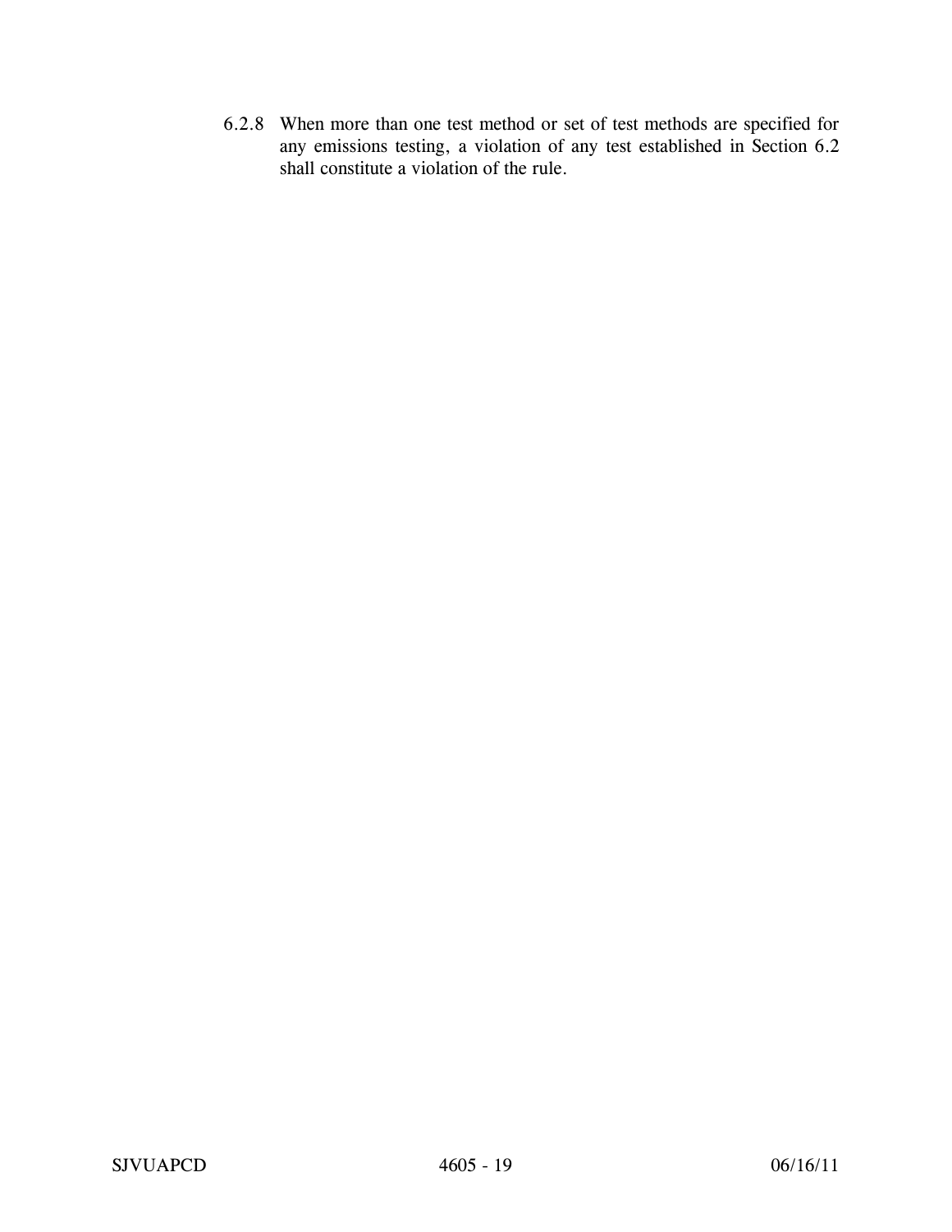6.2.8 When more than one test method or set of test methods are specified for any emissions testing, a violation of any test established in Section 6.2 shall constitute a violation of the rule.